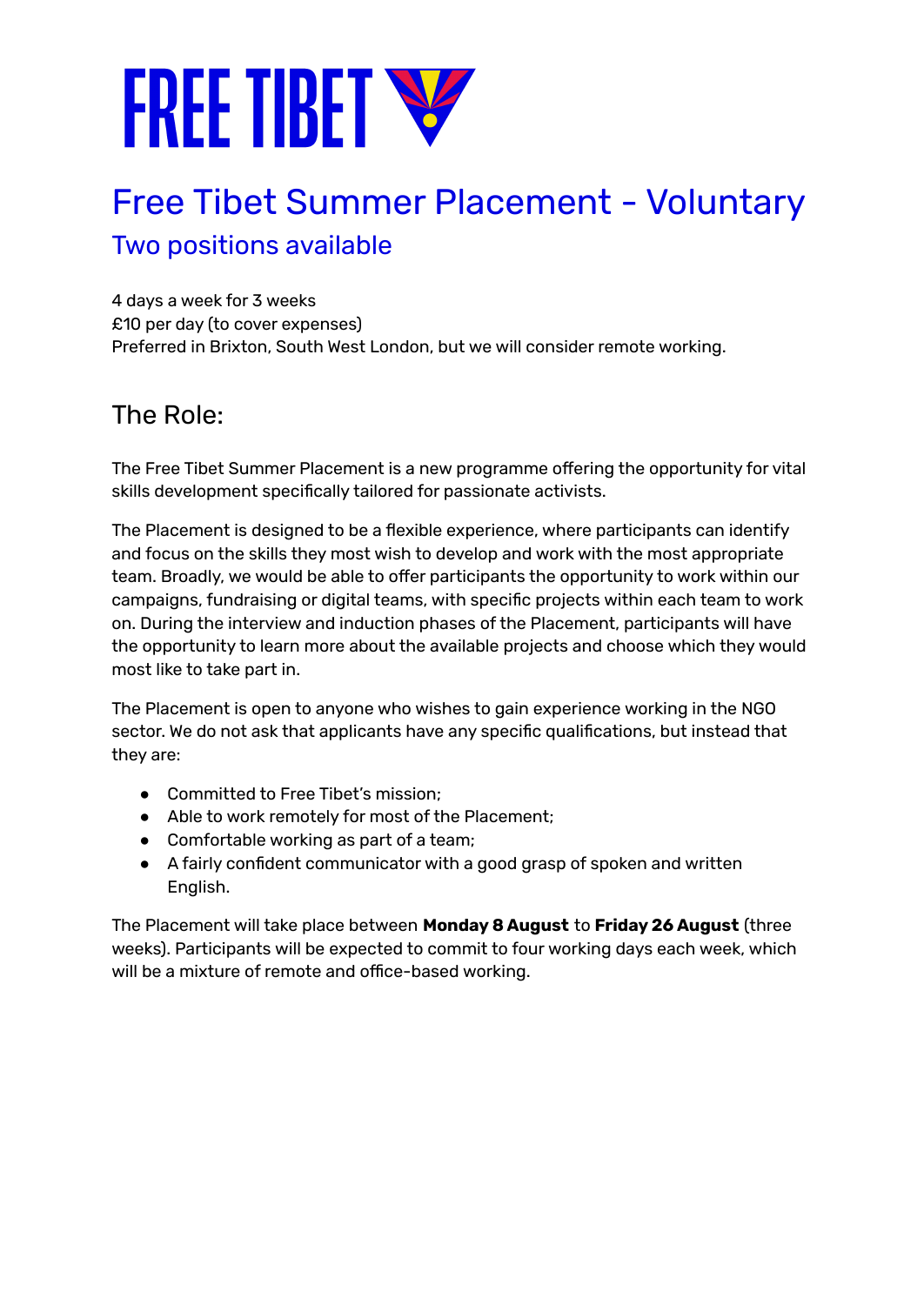# FREE TIBET

# Free Tibet Summer Placement - Voluntary

## Two positions available

4 days a week for 3 weeks
£10 per day (to cover expenses)
Preferred in Brixton, South West London, but we will consider remote working.

## The Role:

The Free Tibet Summer Placement is a new programme offering the opportunity for vital skills development specifically tailored for passionate activists.

The Placement is designed to be a flexible experience, where participants can identify and focus on the skills they most wish to develop and work with the most appropriate team. Broadly, we would be able to offer participants the opportunity to work within our campaigns, fundraising or digital teams, with specific projects within each team to work on. During the interview and induction phases of the Placement, participants will have the opportunity to learn more about the available projects and choose which they would most like to take part in.

The Placement is open to anyone who wishes to gain experience working in the NGO sector. We do not ask that applicants have any specific qualifications, but instead that they are:

- Committed to Free Tibet's mission;
- Able to work remotely for most of the Placement;
- Comfortable working as part of a team;
- A fairly confident communicator with a good grasp of spoken and written English.

The Placement will take place between **Monday 8 August** to **Friday 26 August** (three weeks). Participants will be expected to commit to four working days each week, which will be a mixture of remote and office-based working.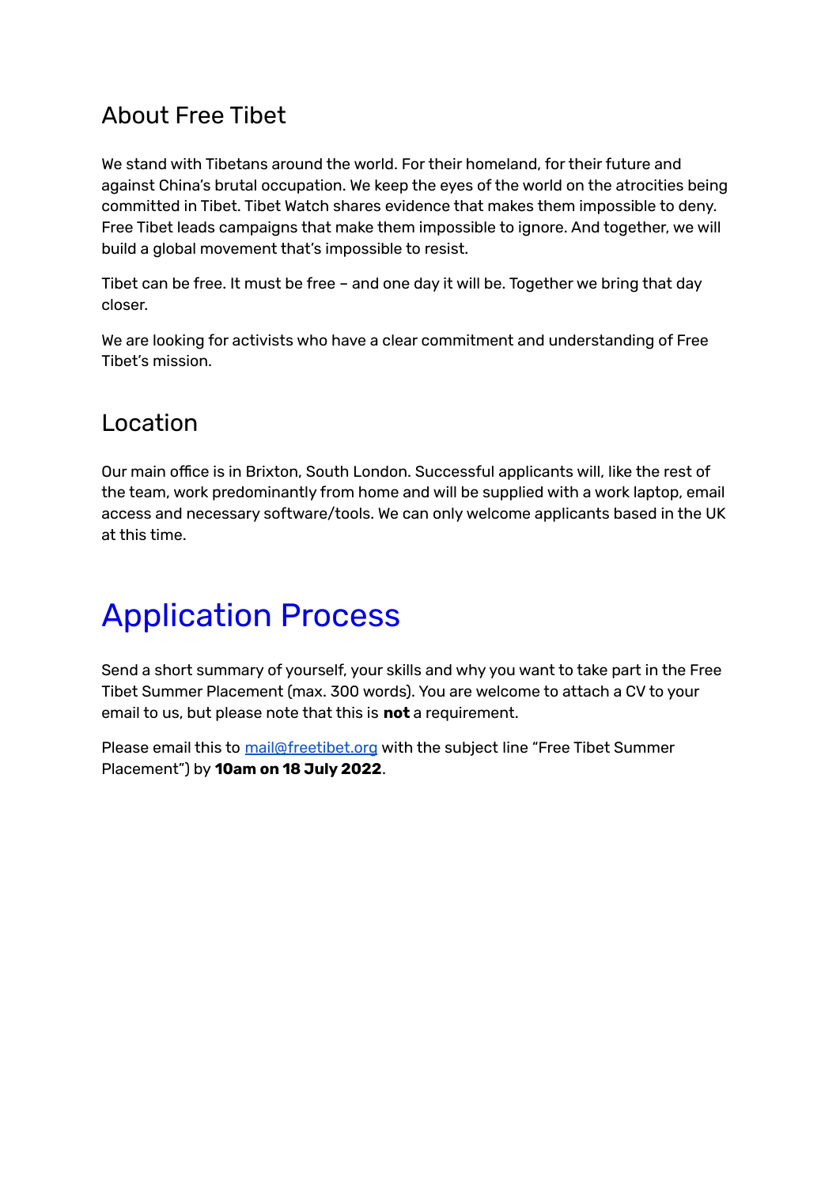## About Free Tibet

We stand with Tibetans around the world. For their homeland, for their future and against China's brutal occupation. We keep the eyes of the world on the atrocities being committed in Tibet. Tibet Watch shares evidence that makes them impossible to deny. Free Tibet leads campaigns that make them impossible to ignore. And together, we will build a global movement that's impossible to resist.

Tibet can be free. It must be free – and one day it will be. Together we bring that day closer.

We are looking for activists who have a clear commitment and understanding of Free Tibet's mission.

## Location

Our main office is in Brixton, South London. Successful applicants will, like the rest of the team, work predominantly from home and will be supplied with a work laptop, email access and necessary software/tools. We can only welcome applicants based in the UK at this time.

# Application Process

Send a short summary of yourself, your skills and why you want to take part in the Free Tibet Summer Placement (max. 300 words). You are welcome to attach a CV to your email to us, but please note that this is **not** a requirement.

Please email this to [mail@freetibet.org](mailto:mail@freetibet.org) with the subject line "Free Tibet Summer Placement") by **10am on 18 July 2022**.